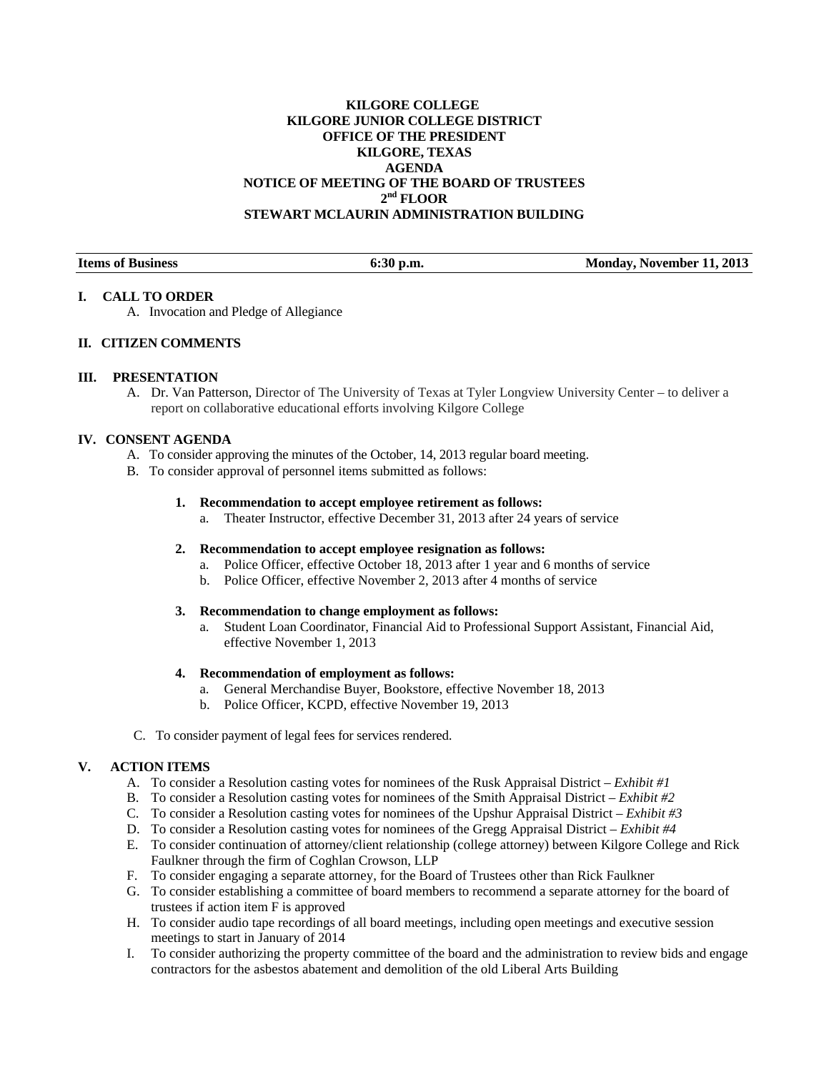**KILGORE COLLEGE**
**KILGORE JUNIOR COLLEGE DISTRICT**
**OFFICE OF THE PRESIDENT**
**KILGORE, TEXAS**
**AGENDA**
**NOTICE OF MEETING OF THE BOARD OF TRUSTEES**
**2nd FLOOR**
**STEWART MCLAURIN ADMINISTRATION BUILDING**

**Items of Business** | **6:30 p.m.** | **Monday, November 11, 2013**

## I. CALL TO ORDER

A. Invocation and Pledge of Allegiance

## II. CITIZEN COMMENTS

## III. PRESENTATION

A. Dr. Van Patterson, Director of The University of Texas at Tyler Longview University Center – to deliver a report on collaborative educational efforts involving Kilgore College

## IV. CONSENT AGENDA

A. To consider approving the minutes of the October, 14, 2013 regular board meeting.

B. To consider approval of personnel items submitted as follows:

1. **Recommendation to accept employee retirement as follows:**
   a. Theater Instructor, effective December 31, 2013 after 24 years of service

2. **Recommendation to accept employee resignation as follows:**
   a. Police Officer, effective October 18, 2013 after 1 year and 6 months of service
   b. Police Officer, effective November 2, 2013 after 4 months of service

3. **Recommendation to change employment as follows:**
   a. Student Loan Coordinator, Financial Aid to Professional Support Assistant, Financial Aid, effective November 1, 2013

4. **Recommendation of employment as follows:**
   a. General Merchandise Buyer, Bookstore, effective November 18, 2013
   b. Police Officer, KCPD, effective November 19, 2013

C. To consider payment of legal fees for services rendered.

## V. ACTION ITEMS

A. To consider a Resolution casting votes for nominees of the Rusk Appraisal District – *Exhibit #1*
B. To consider a Resolution casting votes for nominees of the Smith Appraisal District – *Exhibit #2*
C. To consider a Resolution casting votes for nominees of the Upshur Appraisal District – *Exhibit #3*
D. To consider a Resolution casting votes for nominees of the Gregg Appraisal District – *Exhibit #4*
E. To consider continuation of attorney/client relationship (college attorney) between Kilgore College and Rick Faulkner through the firm of Coghlan Crowson, LLP
F. To consider engaging a separate attorney, for the Board of Trustees other than Rick Faulkner
G. To consider establishing a committee of board members to recommend a separate attorney for the board of trustees if action item F is approved
H. To consider audio tape recordings of all board meetings, including open meetings and executive session meetings to start in January of 2014
I. To consider authorizing the property committee of the board and the administration to review bids and engage contractors for the asbestos abatement and demolition of the old Liberal Arts Building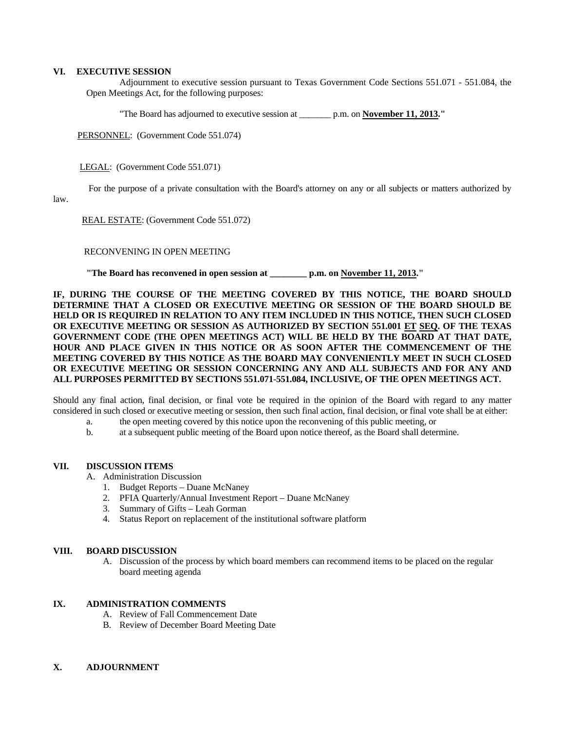## VI. EXECUTIVE SESSION

Adjournment to executive session pursuant to Texas Government Code Sections 551.071 - 551.084, the Open Meetings Act, for the following purposes:

"The Board has adjourned to executive session at _______ p.m. on **November 11, 2013**."

PERSONNEL: (Government Code 551.074)

LEGAL: (Government Code 551.071)

For the purpose of a private consultation with the Board's attorney on any or all subjects or matters authorized by law.

REAL ESTATE: (Government Code 551.072)

RECONVENING IN OPEN MEETING

**"The Board has reconvened in open session at ________ p.m. on November 11, 2013."**

**IF, DURING THE COURSE OF THE MEETING COVERED BY THIS NOTICE, THE BOARD SHOULD DETERMINE THAT A CLOSED OR EXECUTIVE MEETING OR SESSION OF THE BOARD SHOULD BE HELD OR IS REQUIRED IN RELATION TO ANY ITEM INCLUDED IN THIS NOTICE, THEN SUCH CLOSED OR EXECUTIVE MEETING OR SESSION AS AUTHORIZED BY SECTION 551.001 ET SEQ. OF THE TEXAS GOVERNMENT CODE (THE OPEN MEETINGS ACT) WILL BE HELD BY THE BOARD AT THAT DATE, HOUR AND PLACE GIVEN IN THIS NOTICE OR AS SOON AFTER THE COMMENCEMENT OF THE MEETING COVERED BY THIS NOTICE AS THE BOARD MAY CONVENIENTLY MEET IN SUCH CLOSED OR EXECUTIVE MEETING OR SESSION CONCERNING ANY AND ALL SUBJECTS AND FOR ANY AND ALL PURPOSES PERMITTED BY SECTIONS 551.071-551.084, INCLUSIVE, OF THE OPEN MEETINGS ACT.**

Should any final action, final decision, or final vote be required in the opinion of the Board with regard to any matter considered in such closed or executive meeting or session, then such final action, final decision, or final vote shall be at either:

a. the open meeting covered by this notice upon the reconvening of this public meeting, or
b. at a subsequent public meeting of the Board upon notice thereof, as the Board shall determine.

## VII. DISCUSSION ITEMS

A. Administration Discussion
   1. Budget Reports – Duane McNaney
   2. PFIA Quarterly/Annual Investment Report – Duane McNaney
   3. Summary of Gifts – Leah Gorman
   4. Status Report on replacement of the institutional software platform

## VIII. BOARD DISCUSSION

A. Discussion of the process by which board members can recommend items to be placed on the regular board meeting agenda

## IX. ADMINISTRATION COMMENTS

A. Review of Fall Commencement Date
B. Review of December Board Meeting Date

## X. ADJOURNMENT